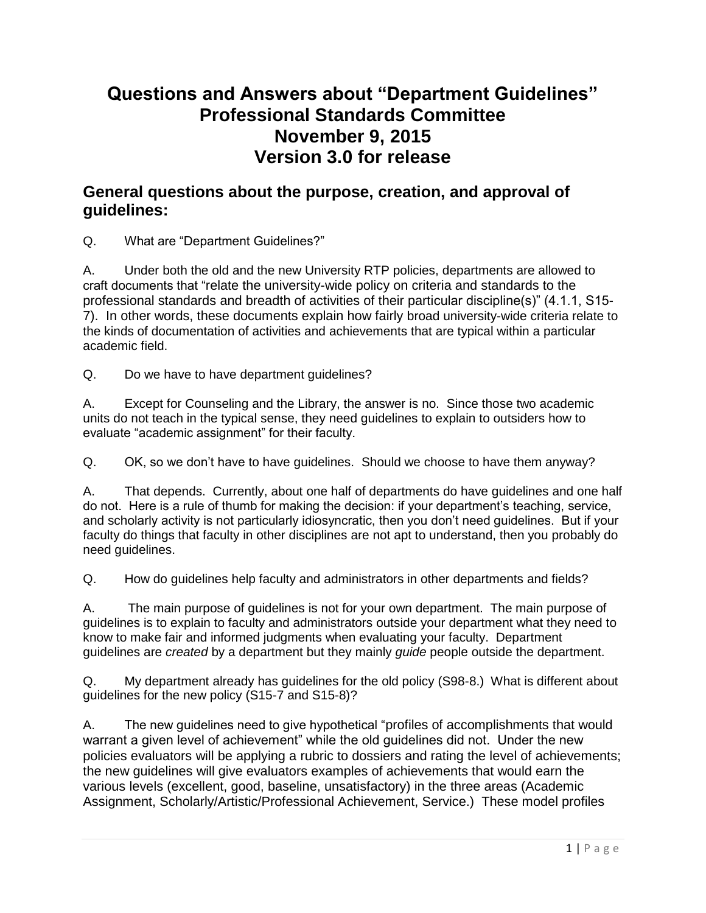# Questions and Answers about "Department Guidelines"
# Professional Standards Committee
# November 9, 2015
# Version 3.0 for release

## General questions about the purpose, creation, and approval of guidelines:

Q. What are "Department Guidelines?"

A. Under both the old and the new University RTP policies, departments are allowed to craft documents that "relate the university-wide policy on criteria and standards to the professional standards and breadth of activities of their particular discipline(s)" (4.1.1, S15-7). In other words, these documents explain how fairly broad university-wide criteria relate to the kinds of documentation of activities and achievements that are typical within a particular academic field.

Q. Do we have to have department guidelines?

A. Except for Counseling and the Library, the answer is no. Since those two academic units do not teach in the typical sense, they need guidelines to explain to outsiders how to evaluate "academic assignment" for their faculty.

Q. OK, so we don't have to have guidelines. Should we choose to have them anyway?

A. That depends. Currently, about one half of departments do have guidelines and one half do not. Here is a rule of thumb for making the decision: if your department's teaching, service, and scholarly activity is not particularly idiosyncratic, then you don't need guidelines. But if your faculty do things that faculty in other disciplines are not apt to understand, then you probably do need guidelines.

Q. How do guidelines help faculty and administrators in other departments and fields?

A. The main purpose of guidelines is not for your own department. The main purpose of guidelines is to explain to faculty and administrators outside your department what they need to know to make fair and informed judgments when evaluating your faculty. Department guidelines are *created* by a department but they mainly *guide* people outside the department.

Q. My department already has guidelines for the old policy (S98-8.) What is different about guidelines for the new policy (S15-7 and S15-8)?

A. The new guidelines need to give hypothetical "profiles of accomplishments that would warrant a given level of achievement" while the old guidelines did not. Under the new policies evaluators will be applying a rubric to dossiers and rating the level of achievements; the new guidelines will give evaluators examples of achievements that would earn the various levels (excellent, good, baseline, unsatisfactory) in the three areas (Academic Assignment, Scholarly/Artistic/Professional Achievement, Service.) These model profiles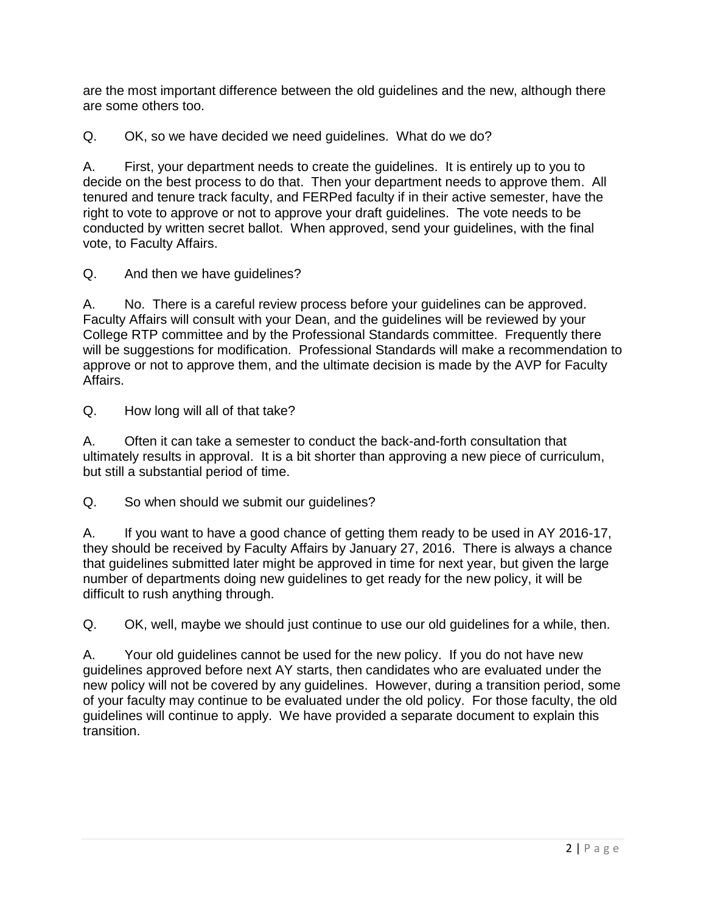are the most important difference between the old guidelines and the new, although there are some others too.

Q. OK, so we have decided we need guidelines. What do we do?

A. First, your department needs to create the guidelines. It is entirely up to you to decide on the best process to do that. Then your department needs to approve them. All tenured and tenure track faculty, and FERPed faculty if in their active semester, have the right to vote to approve or not to approve your draft guidelines. The vote needs to be conducted by written secret ballot. When approved, send your guidelines, with the final vote, to Faculty Affairs.

Q. And then we have guidelines?

A. No. There is a careful review process before your guidelines can be approved. Faculty Affairs will consult with your Dean, and the guidelines will be reviewed by your College RTP committee and by the Professional Standards committee. Frequently there will be suggestions for modification. Professional Standards will make a recommendation to approve or not to approve them, and the ultimate decision is made by the AVP for Faculty Affairs.

Q. How long will all of that take?

A. Often it can take a semester to conduct the back-and-forth consultation that ultimately results in approval. It is a bit shorter than approving a new piece of curriculum, but still a substantial period of time.

Q. So when should we submit our guidelines?

A. If you want to have a good chance of getting them ready to be used in AY 2016-17, they should be received by Faculty Affairs by January 27, 2016. There is always a chance that guidelines submitted later might be approved in time for next year, but given the large number of departments doing new guidelines to get ready for the new policy, it will be difficult to rush anything through.

Q. OK, well, maybe we should just continue to use our old guidelines for a while, then.

A. Your old guidelines cannot be used for the new policy. If you do not have new guidelines approved before next AY starts, then candidates who are evaluated under the new policy will not be covered by any guidelines. However, during a transition period, some of your faculty may continue to be evaluated under the old policy. For those faculty, the old guidelines will continue to apply. We have provided a separate document to explain this transition.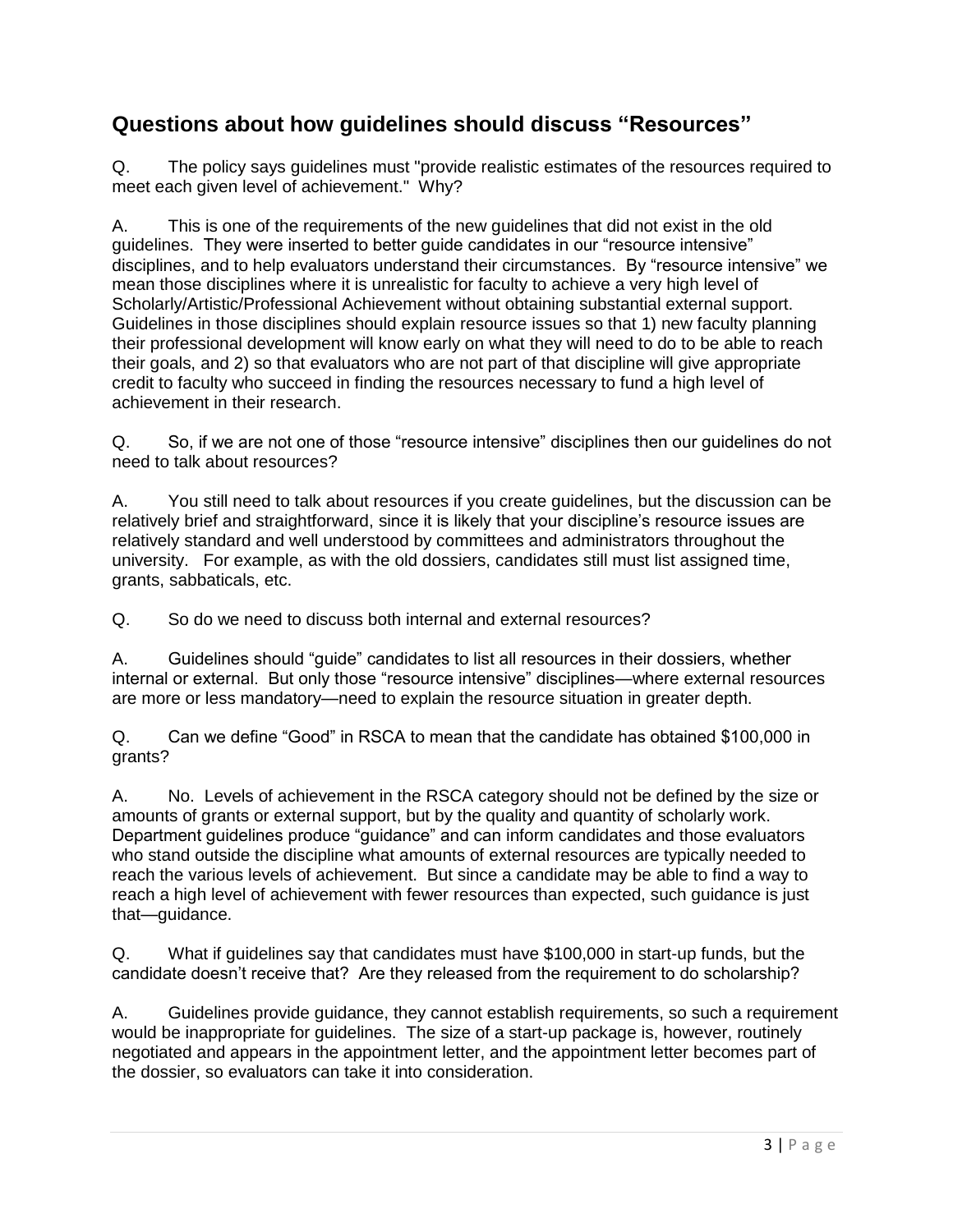## Questions about how guidelines should discuss "Resources"

Q. The policy says guidelines must "provide realistic estimates of the resources required to meet each given level of achievement." Why?

A. This is one of the requirements of the new guidelines that did not exist in the old guidelines. They were inserted to better guide candidates in our "resource intensive" disciplines, and to help evaluators understand their circumstances. By "resource intensive" we mean those disciplines where it is unrealistic for faculty to achieve a very high level of Scholarly/Artistic/Professional Achievement without obtaining substantial external support. Guidelines in those disciplines should explain resource issues so that 1) new faculty planning their professional development will know early on what they will need to do to be able to reach their goals, and 2) so that evaluators who are not part of that discipline will give appropriate credit to faculty who succeed in finding the resources necessary to fund a high level of achievement in their research.

Q. So, if we are not one of those "resource intensive" disciplines then our guidelines do not need to talk about resources?

A. You still need to talk about resources if you create guidelines, but the discussion can be relatively brief and straightforward, since it is likely that your discipline's resource issues are relatively standard and well understood by committees and administrators throughout the university. For example, as with the old dossiers, candidates still must list assigned time, grants, sabbaticals, etc.

Q. So do we need to discuss both internal and external resources?

A. Guidelines should "guide" candidates to list all resources in their dossiers, whether internal or external. But only those "resource intensive" disciplines—where external resources are more or less mandatory—need to explain the resource situation in greater depth.

Q. Can we define "Good" in RSCA to mean that the candidate has obtained $100,000 in grants?

A. No. Levels of achievement in the RSCA category should not be defined by the size or amounts of grants or external support, but by the quality and quantity of scholarly work. Department guidelines produce "guidance" and can inform candidates and those evaluators who stand outside the discipline what amounts of external resources are typically needed to reach the various levels of achievement. But since a candidate may be able to find a way to reach a high level of achievement with fewer resources than expected, such guidance is just that—guidance.

Q. What if guidelines say that candidates must have $100,000 in start-up funds, but the candidate doesn't receive that? Are they released from the requirement to do scholarship?

A. Guidelines provide guidance, they cannot establish requirements, so such a requirement would be inappropriate for guidelines. The size of a start-up package is, however, routinely negotiated and appears in the appointment letter, and the appointment letter becomes part of the dossier, so evaluators can take it into consideration.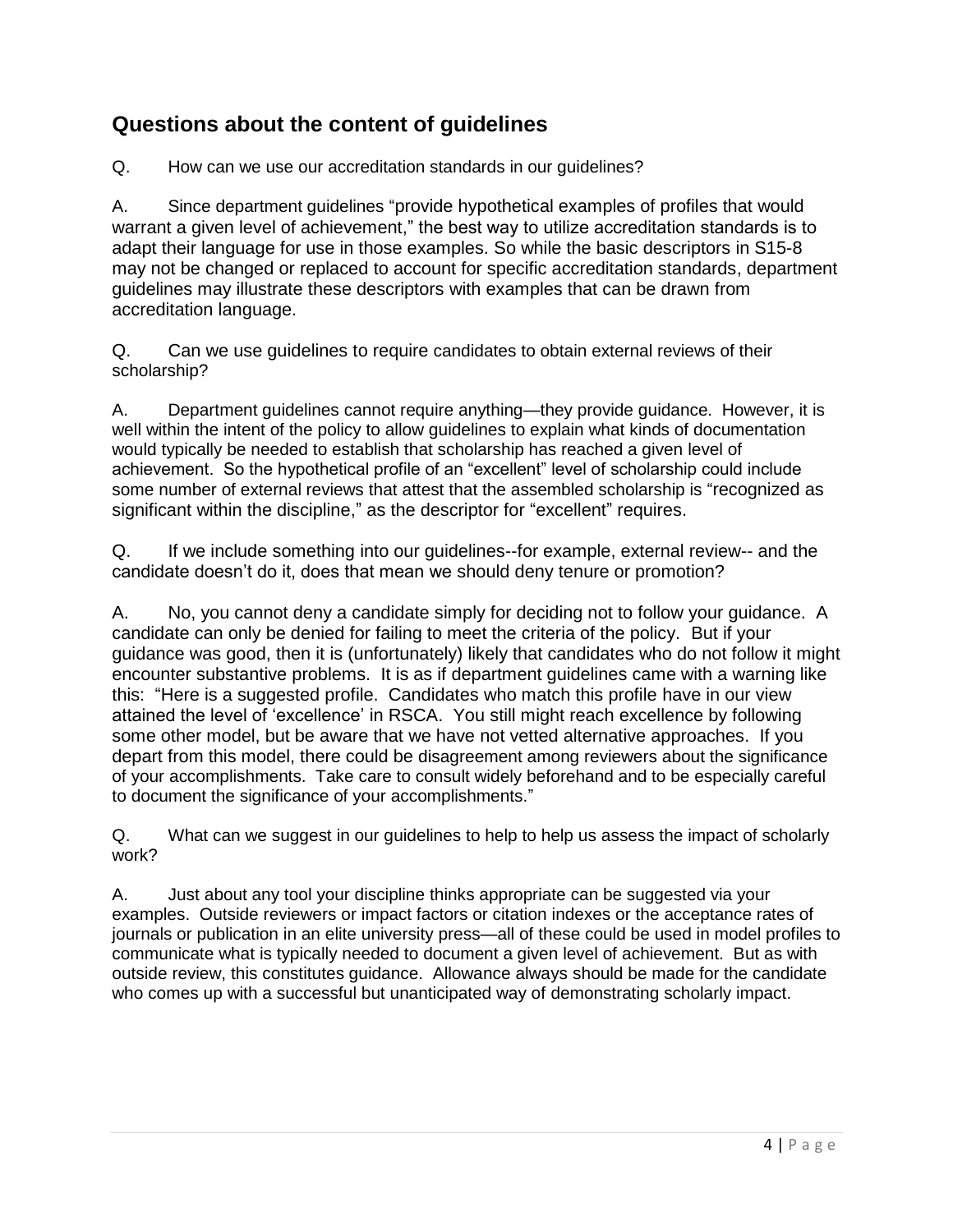## Questions about the content of guidelines

Q. How can we use our accreditation standards in our guidelines?

A. Since department guidelines "provide hypothetical examples of profiles that would warrant a given level of achievement," the best way to utilize accreditation standards is to adapt their language for use in those examples. So while the basic descriptors in S15-8 may not be changed or replaced to account for specific accreditation standards, department guidelines may illustrate these descriptors with examples that can be drawn from accreditation language.

Q. Can we use guidelines to require candidates to obtain external reviews of their scholarship?

A. Department guidelines cannot require anything—they provide guidance. However, it is well within the intent of the policy to allow guidelines to explain what kinds of documentation would typically be needed to establish that scholarship has reached a given level of achievement. So the hypothetical profile of an "excellent" level of scholarship could include some number of external reviews that attest that the assembled scholarship is "recognized as significant within the discipline," as the descriptor for "excellent" requires.

Q. If we include something into our guidelines--for example, external review-- and the candidate doesn't do it, does that mean we should deny tenure or promotion?

A. No, you cannot deny a candidate simply for deciding not to follow your guidance. A candidate can only be denied for failing to meet the criteria of the policy. But if your guidance was good, then it is (unfortunately) likely that candidates who do not follow it might encounter substantive problems. It is as if department guidelines came with a warning like this: "Here is a suggested profile. Candidates who match this profile have in our view attained the level of 'excellence' in RSCA. You still might reach excellence by following some other model, but be aware that we have not vetted alternative approaches. If you depart from this model, there could be disagreement among reviewers about the significance of your accomplishments. Take care to consult widely beforehand and to be especially careful to document the significance of your accomplishments."

Q. What can we suggest in our guidelines to help to help us assess the impact of scholarly work?

A. Just about any tool your discipline thinks appropriate can be suggested via your examples. Outside reviewers or impact factors or citation indexes or the acceptance rates of journals or publication in an elite university press—all of these could be used in model profiles to communicate what is typically needed to document a given level of achievement. But as with outside review, this constitutes guidance. Allowance always should be made for the candidate who comes up with a successful but unanticipated way of demonstrating scholarly impact.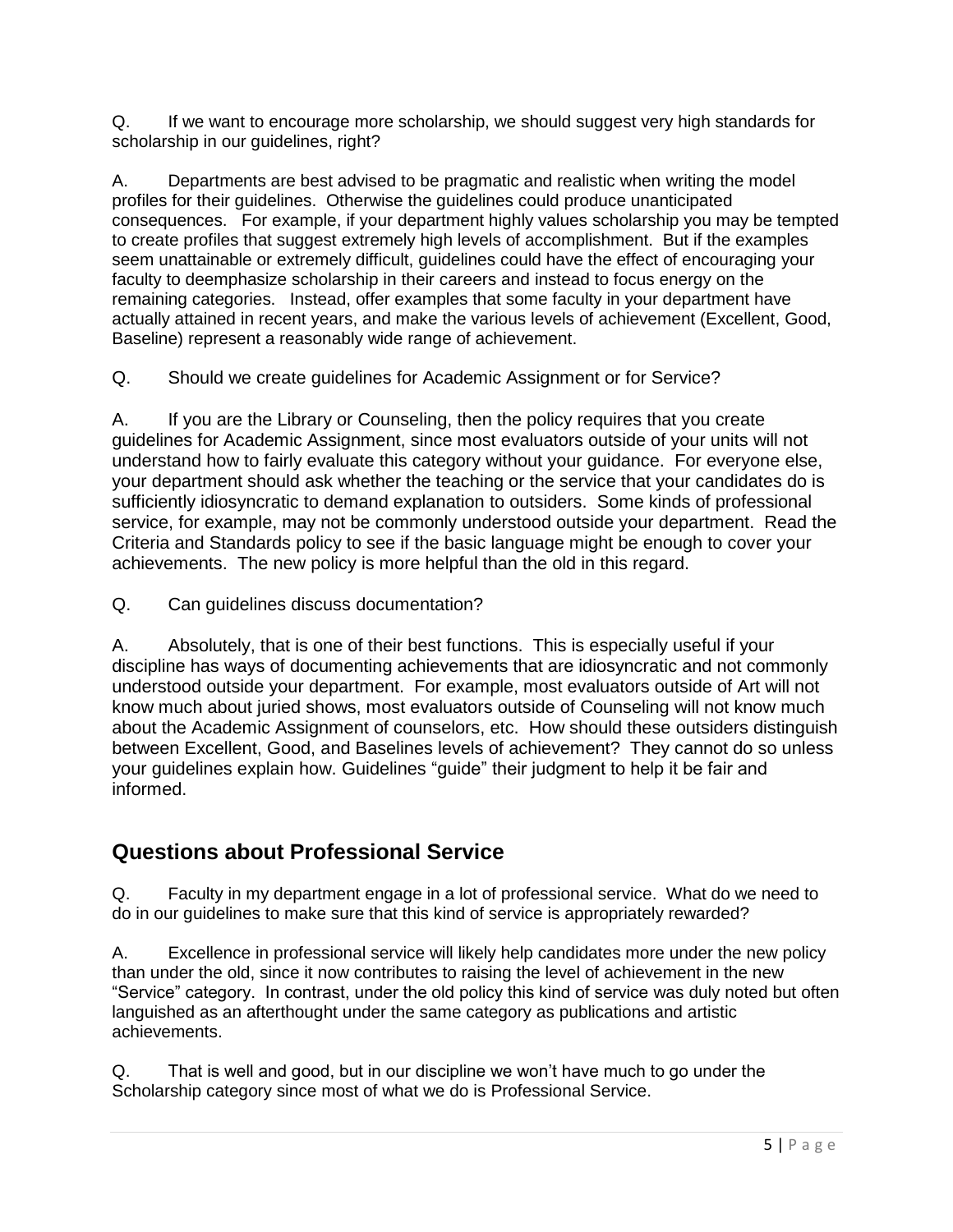Q. If we want to encourage more scholarship, we should suggest very high standards for scholarship in our guidelines, right?

A. Departments are best advised to be pragmatic and realistic when writing the model profiles for their guidelines. Otherwise the guidelines could produce unanticipated consequences. For example, if your department highly values scholarship you may be tempted to create profiles that suggest extremely high levels of accomplishment. But if the examples seem unattainable or extremely difficult, guidelines could have the effect of encouraging your faculty to deemphasize scholarship in their careers and instead to focus energy on the remaining categories. Instead, offer examples that some faculty in your department have actually attained in recent years, and make the various levels of achievement (Excellent, Good, Baseline) represent a reasonably wide range of achievement.

Q. Should we create guidelines for Academic Assignment or for Service?

A. If you are the Library or Counseling, then the policy requires that you create guidelines for Academic Assignment, since most evaluators outside of your units will not understand how to fairly evaluate this category without your guidance. For everyone else, your department should ask whether the teaching or the service that your candidates do is sufficiently idiosyncratic to demand explanation to outsiders. Some kinds of professional service, for example, may not be commonly understood outside your department. Read the Criteria and Standards policy to see if the basic language might be enough to cover your achievements. The new policy is more helpful than the old in this regard.

Q. Can guidelines discuss documentation?

A. Absolutely, that is one of their best functions. This is especially useful if your discipline has ways of documenting achievements that are idiosyncratic and not commonly understood outside your department. For example, most evaluators outside of Art will not know much about juried shows, most evaluators outside of Counseling will not know much about the Academic Assignment of counselors, etc. How should these outsiders distinguish between Excellent, Good, and Baselines levels of achievement? They cannot do so unless your guidelines explain how. Guidelines "guide" their judgment to help it be fair and informed.

## Questions about Professional Service

Q. Faculty in my department engage in a lot of professional service. What do we need to do in our guidelines to make sure that this kind of service is appropriately rewarded?

A. Excellence in professional service will likely help candidates more under the new policy than under the old, since it now contributes to raising the level of achievement in the new "Service" category. In contrast, under the old policy this kind of service was duly noted but often languished as an afterthought under the same category as publications and artistic achievements.

Q. That is well and good, but in our discipline we won't have much to go under the Scholarship category since most of what we do is Professional Service.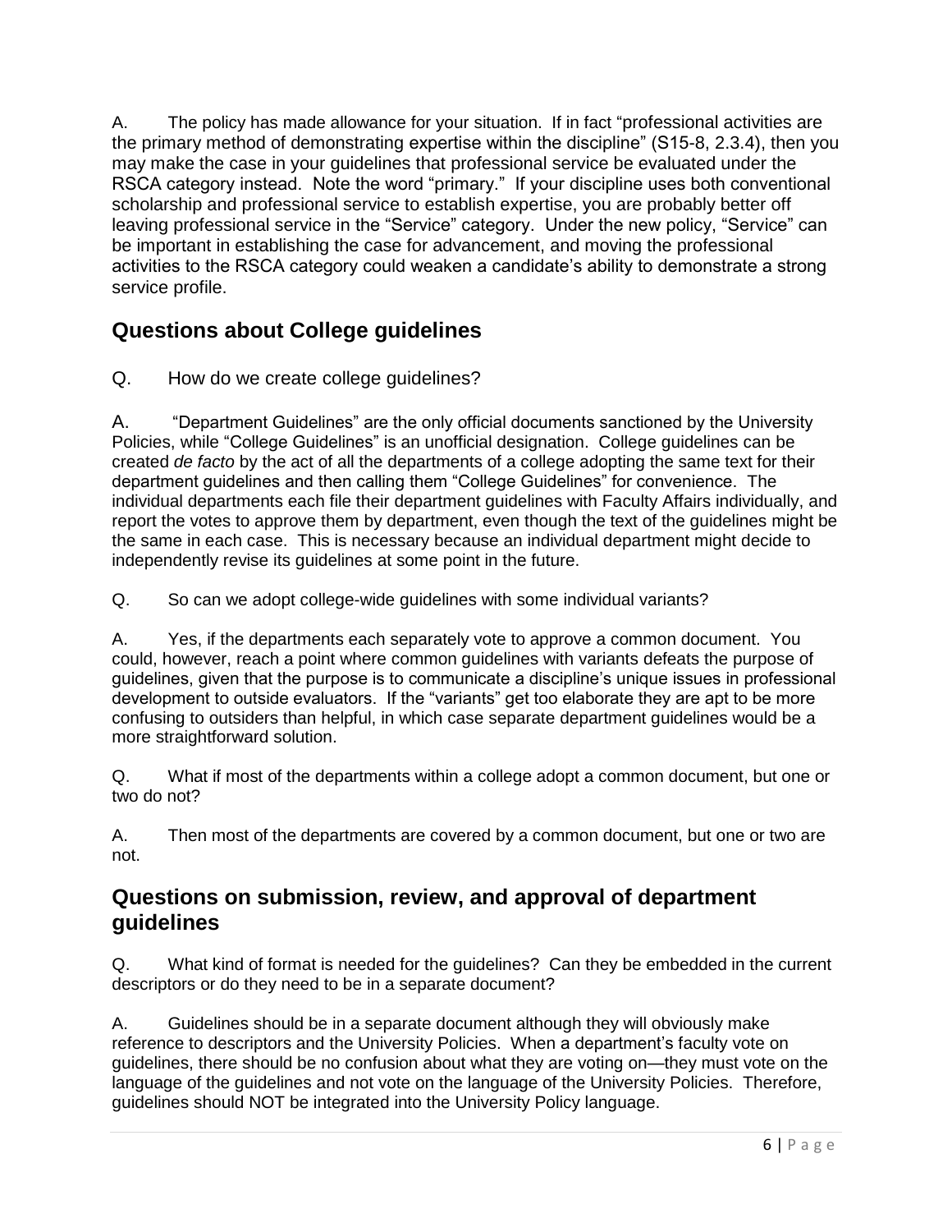A. The policy has made allowance for your situation. If in fact "professional activities are the primary method of demonstrating expertise within the discipline" (S15-8, 2.3.4), then you may make the case in your guidelines that professional service be evaluated under the RSCA category instead. Note the word "primary." If your discipline uses both conventional scholarship and professional service to establish expertise, you are probably better off leaving professional service in the "Service" category. Under the new policy, "Service" can be important in establishing the case for advancement, and moving the professional activities to the RSCA category could weaken a candidate's ability to demonstrate a strong service profile.

## Questions about College guidelines

Q. How do we create college guidelines?

A. "Department Guidelines" are the only official documents sanctioned by the University Policies, while "College Guidelines" is an unofficial designation. College guidelines can be created *de facto* by the act of all the departments of a college adopting the same text for their department guidelines and then calling them "College Guidelines" for convenience. The individual departments each file their department guidelines with Faculty Affairs individually, and report the votes to approve them by department, even though the text of the guidelines might be the same in each case. This is necessary because an individual department might decide to independently revise its guidelines at some point in the future.

Q. So can we adopt college-wide guidelines with some individual variants?

A. Yes, if the departments each separately vote to approve a common document. You could, however, reach a point where common guidelines with variants defeats the purpose of guidelines, given that the purpose is to communicate a discipline's unique issues in professional development to outside evaluators. If the "variants" get too elaborate they are apt to be more confusing to outsiders than helpful, in which case separate department guidelines would be a more straightforward solution.

Q. What if most of the departments within a college adopt a common document, but one or two do not?

A. Then most of the departments are covered by a common document, but one or two are not.

## Questions on submission, review, and approval of department guidelines

Q. What kind of format is needed for the guidelines? Can they be embedded in the current descriptors or do they need to be in a separate document?

A. Guidelines should be in a separate document although they will obviously make reference to descriptors and the University Policies. When a department's faculty vote on guidelines, there should be no confusion about what they are voting on—they must vote on the language of the guidelines and not vote on the language of the University Policies. Therefore, guidelines should NOT be integrated into the University Policy language.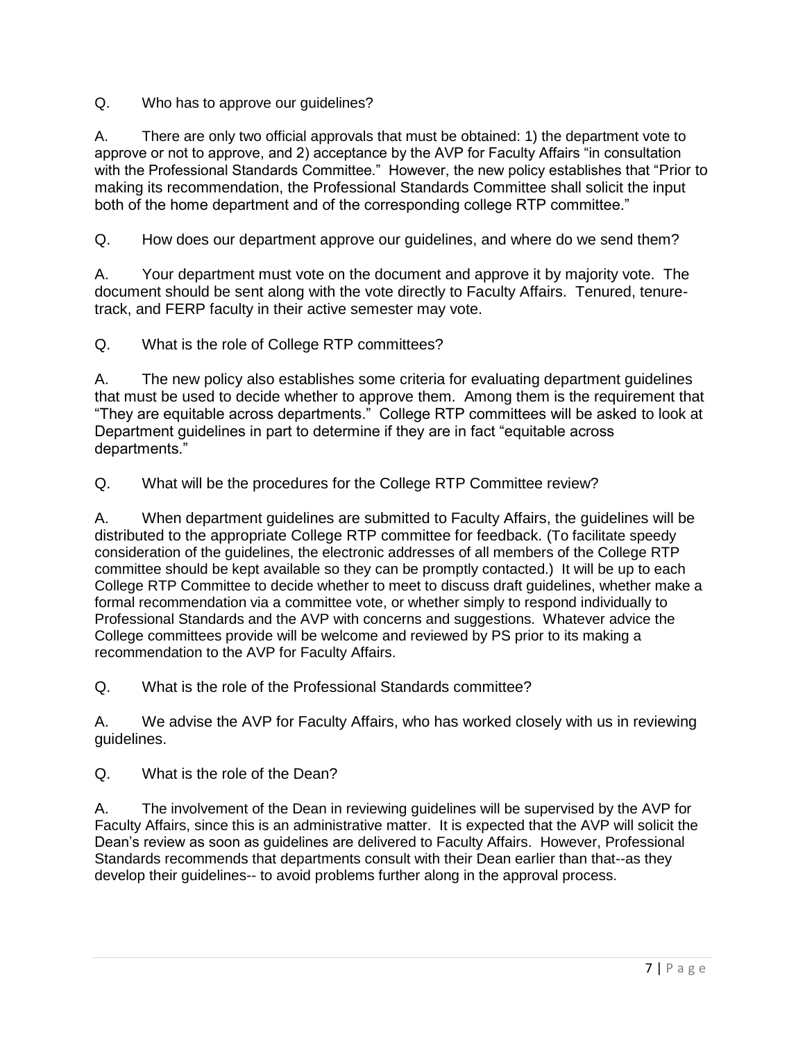Q. Who has to approve our guidelines?

A. There are only two official approvals that must be obtained: 1) the department vote to approve or not to approve, and 2) acceptance by the AVP for Faculty Affairs "in consultation with the Professional Standards Committee." However, the new policy establishes that "Prior to making its recommendation, the Professional Standards Committee shall solicit the input both of the home department and of the corresponding college RTP committee."

Q. How does our department approve our guidelines, and where do we send them?

A. Your department must vote on the document and approve it by majority vote. The document should be sent along with the vote directly to Faculty Affairs. Tenured, tenure-track, and FERP faculty in their active semester may vote.

Q. What is the role of College RTP committees?

A. The new policy also establishes some criteria for evaluating department guidelines that must be used to decide whether to approve them. Among them is the requirement that "They are equitable across departments." College RTP committees will be asked to look at Department guidelines in part to determine if they are in fact "equitable across departments."

Q. What will be the procedures for the College RTP Committee review?

A. When department guidelines are submitted to Faculty Affairs, the guidelines will be distributed to the appropriate College RTP committee for feedback. (To facilitate speedy consideration of the guidelines, the electronic addresses of all members of the College RTP committee should be kept available so they can be promptly contacted.) It will be up to each College RTP Committee to decide whether to meet to discuss draft guidelines, whether make a formal recommendation via a committee vote, or whether simply to respond individually to Professional Standards and the AVP with concerns and suggestions. Whatever advice the College committees provide will be welcome and reviewed by PS prior to its making a recommendation to the AVP for Faculty Affairs.

Q. What is the role of the Professional Standards committee?

A. We advise the AVP for Faculty Affairs, who has worked closely with us in reviewing guidelines.

Q. What is the role of the Dean?

A. The involvement of the Dean in reviewing guidelines will be supervised by the AVP for Faculty Affairs, since this is an administrative matter. It is expected that the AVP will solicit the Dean's review as soon as guidelines are delivered to Faculty Affairs. However, Professional Standards recommends that departments consult with their Dean earlier than that--as they develop their guidelines-- to avoid problems further along in the approval process.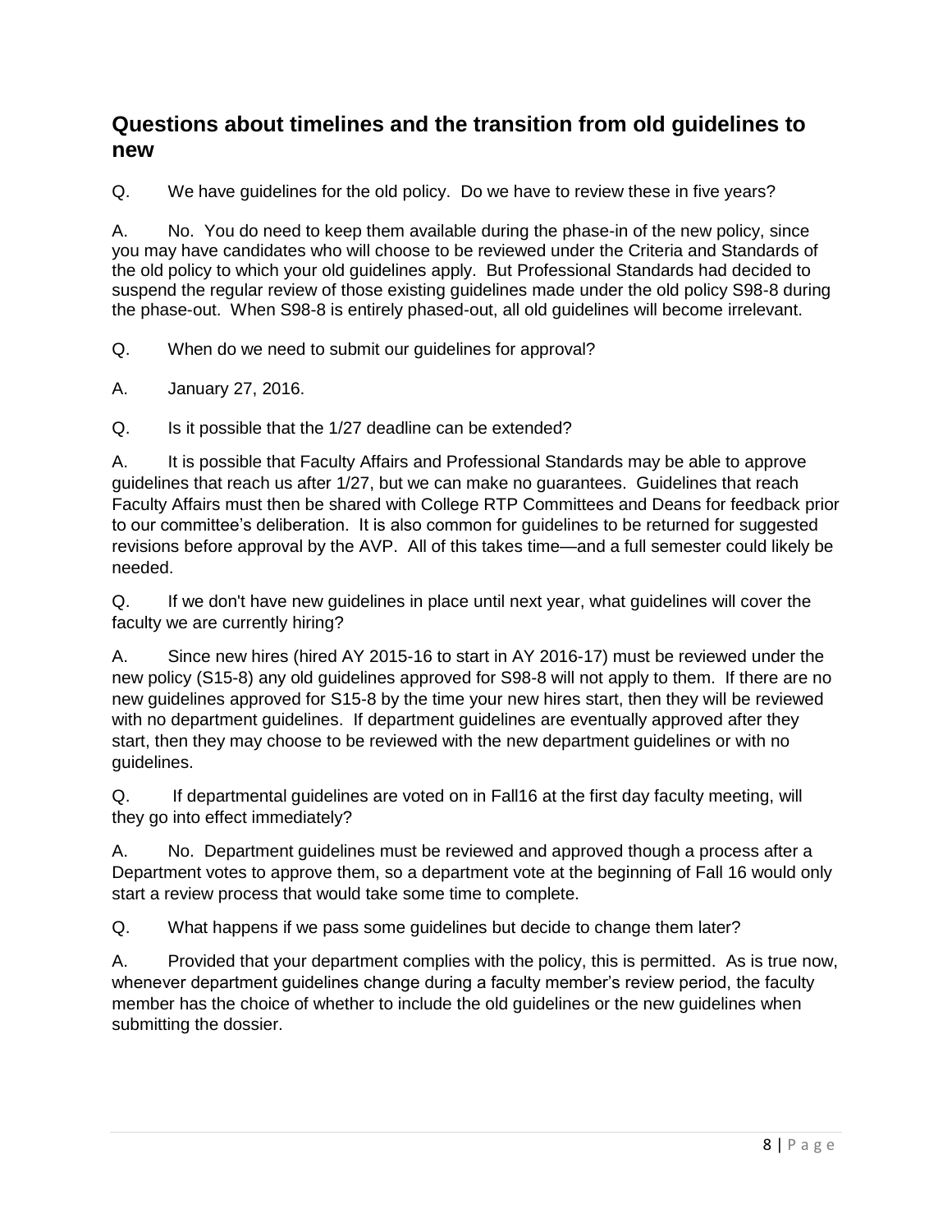## Questions about timelines and the transition from old guidelines to new

Q. We have guidelines for the old policy. Do we have to review these in five years?

A. No. You do need to keep them available during the phase-in of the new policy, since you may have candidates who will choose to be reviewed under the Criteria and Standards of the old policy to which your old guidelines apply. But Professional Standards had decided to suspend the regular review of those existing guidelines made under the old policy S98-8 during the phase-out. When S98-8 is entirely phased-out, all old guidelines will become irrelevant.

Q. When do we need to submit our guidelines for approval?

A. January 27, 2016.

Q. Is it possible that the 1/27 deadline can be extended?

A. It is possible that Faculty Affairs and Professional Standards may be able to approve guidelines that reach us after 1/27, but we can make no guarantees. Guidelines that reach Faculty Affairs must then be shared with College RTP Committees and Deans for feedback prior to our committee's deliberation. It is also common for guidelines to be returned for suggested revisions before approval by the AVP. All of this takes time—and a full semester could likely be needed.

Q. If we don't have new guidelines in place until next year, what guidelines will cover the faculty we are currently hiring?

A. Since new hires (hired AY 2015-16 to start in AY 2016-17) must be reviewed under the new policy (S15-8) any old guidelines approved for S98-8 will not apply to them. If there are no new guidelines approved for S15-8 by the time your new hires start, then they will be reviewed with no department guidelines. If department guidelines are eventually approved after they start, then they may choose to be reviewed with the new department guidelines or with no guidelines.

Q. If departmental guidelines are voted on in Fall16 at the first day faculty meeting, will they go into effect immediately?

A. No. Department guidelines must be reviewed and approved though a process after a Department votes to approve them, so a department vote at the beginning of Fall 16 would only start a review process that would take some time to complete.

Q. What happens if we pass some guidelines but decide to change them later?

A. Provided that your department complies with the policy, this is permitted. As is true now, whenever department guidelines change during a faculty member's review period, the faculty member has the choice of whether to include the old guidelines or the new guidelines when submitting the dossier.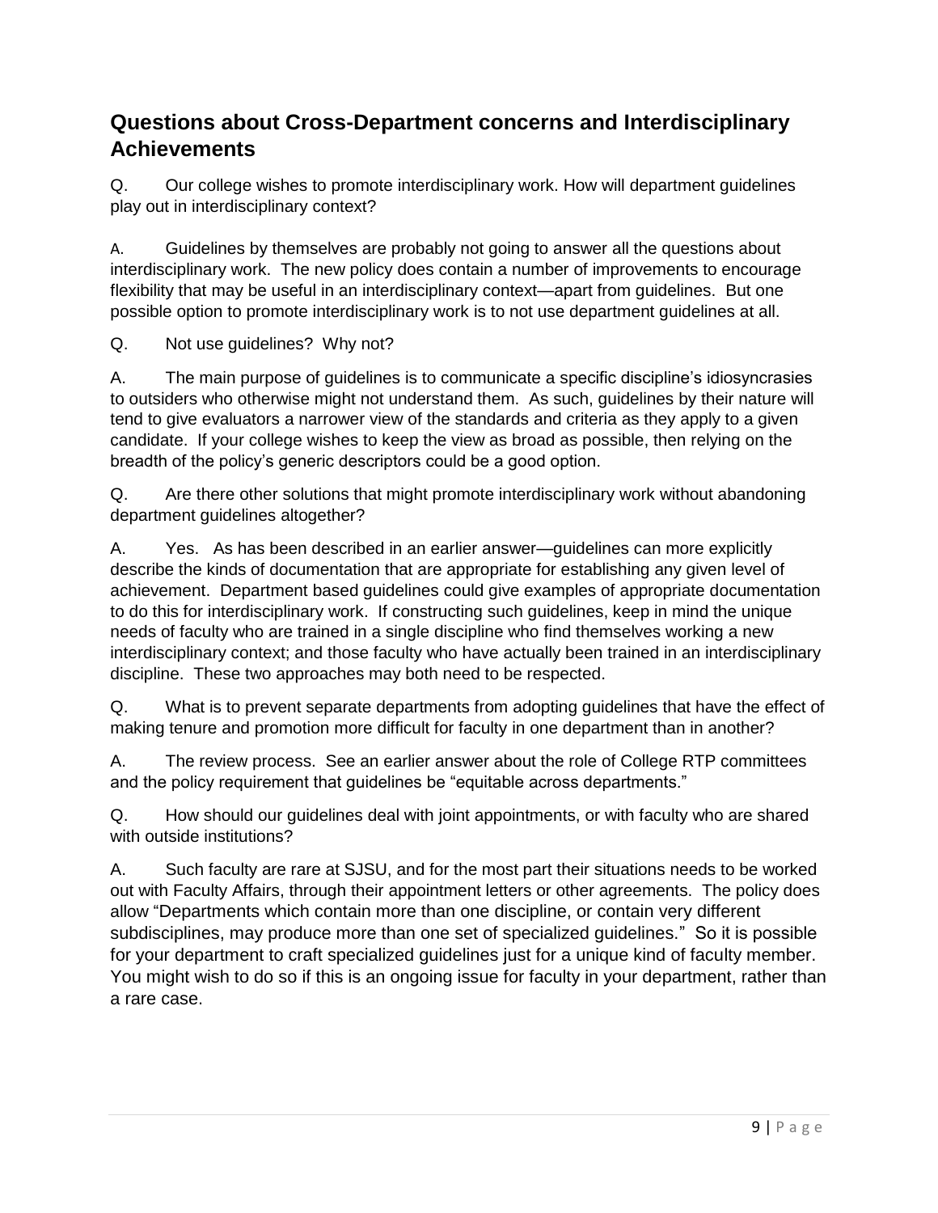## Questions about Cross-Department concerns and Interdisciplinary Achievements

Q. Our college wishes to promote interdisciplinary work. How will department guidelines play out in interdisciplinary context?

A. Guidelines by themselves are probably not going to answer all the questions about interdisciplinary work. The new policy does contain a number of improvements to encourage flexibility that may be useful in an interdisciplinary context—apart from guidelines. But one possible option to promote interdisciplinary work is to not use department guidelines at all.

Q. Not use guidelines? Why not?

A. The main purpose of guidelines is to communicate a specific discipline's idiosyncrasies to outsiders who otherwise might not understand them. As such, guidelines by their nature will tend to give evaluators a narrower view of the standards and criteria as they apply to a given candidate. If your college wishes to keep the view as broad as possible, then relying on the breadth of the policy's generic descriptors could be a good option.

Q. Are there other solutions that might promote interdisciplinary work without abandoning department guidelines altogether?

A. Yes. As has been described in an earlier answer—guidelines can more explicitly describe the kinds of documentation that are appropriate for establishing any given level of achievement. Department based guidelines could give examples of appropriate documentation to do this for interdisciplinary work. If constructing such guidelines, keep in mind the unique needs of faculty who are trained in a single discipline who find themselves working a new interdisciplinary context; and those faculty who have actually been trained in an interdisciplinary discipline. These two approaches may both need to be respected.

Q. What is to prevent separate departments from adopting guidelines that have the effect of making tenure and promotion more difficult for faculty in one department than in another?

A. The review process. See an earlier answer about the role of College RTP committees and the policy requirement that guidelines be "equitable across departments."

Q. How should our guidelines deal with joint appointments, or with faculty who are shared with outside institutions?

A. Such faculty are rare at SJSU, and for the most part their situations needs to be worked out with Faculty Affairs, through their appointment letters or other agreements. The policy does allow "Departments which contain more than one discipline, or contain very different subdisciplines, may produce more than one set of specialized guidelines." So it is possible for your department to craft specialized guidelines just for a unique kind of faculty member. You might wish to do so if this is an ongoing issue for faculty in your department, rather than a rare case.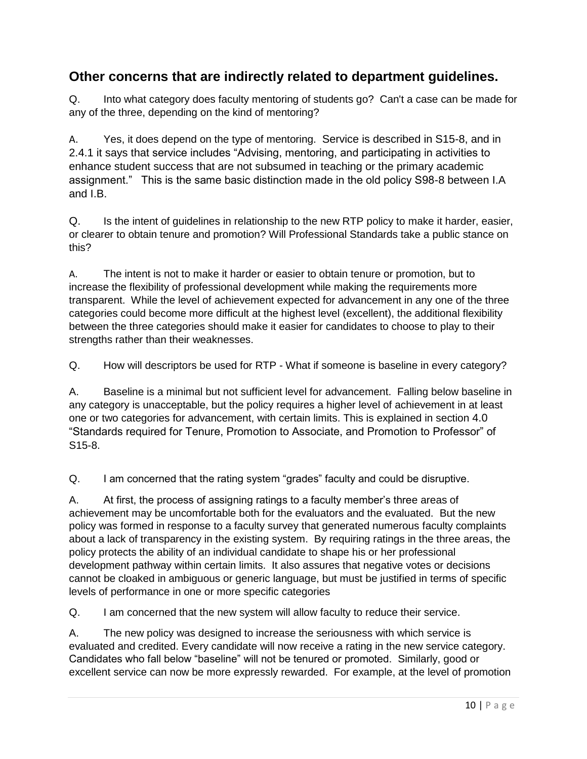## Other concerns that are indirectly related to department guidelines.

Q. Into what category does faculty mentoring of students go? Can't a case can be made for any of the three, depending on the kind of mentoring?

A. Yes, it does depend on the type of mentoring. Service is described in S15-8, and in 2.4.1 it says that service includes "Advising, mentoring, and participating in activities to enhance student success that are not subsumed in teaching or the primary academic assignment." This is the same basic distinction made in the old policy S98-8 between I.A and I.B.

Q. Is the intent of guidelines in relationship to the new RTP policy to make it harder, easier, or clearer to obtain tenure and promotion? Will Professional Standards take a public stance on this?

A. The intent is not to make it harder or easier to obtain tenure or promotion, but to increase the flexibility of professional development while making the requirements more transparent. While the level of achievement expected for advancement in any one of the three categories could become more difficult at the highest level (excellent), the additional flexibility between the three categories should make it easier for candidates to choose to play to their strengths rather than their weaknesses.

Q. How will descriptors be used for RTP - What if someone is baseline in every category?

A. Baseline is a minimal but not sufficient level for advancement. Falling below baseline in any category is unacceptable, but the policy requires a higher level of achievement in at least one or two categories for advancement, with certain limits. This is explained in section 4.0 "Standards required for Tenure, Promotion to Associate, and Promotion to Professor" of S15-8.

Q. I am concerned that the rating system "grades" faculty and could be disruptive.

A. At first, the process of assigning ratings to a faculty member's three areas of achievement may be uncomfortable both for the evaluators and the evaluated. But the new policy was formed in response to a faculty survey that generated numerous faculty complaints about a lack of transparency in the existing system. By requiring ratings in the three areas, the policy protects the ability of an individual candidate to shape his or her professional development pathway within certain limits. It also assures that negative votes or decisions cannot be cloaked in ambiguous or generic language, but must be justified in terms of specific levels of performance in one or more specific categories

Q. I am concerned that the new system will allow faculty to reduce their service.

A. The new policy was designed to increase the seriousness with which service is evaluated and credited. Every candidate will now receive a rating in the new service category. Candidates who fall below "baseline" will not be tenured or promoted. Similarly, good or excellent service can now be more expressly rewarded. For example, at the level of promotion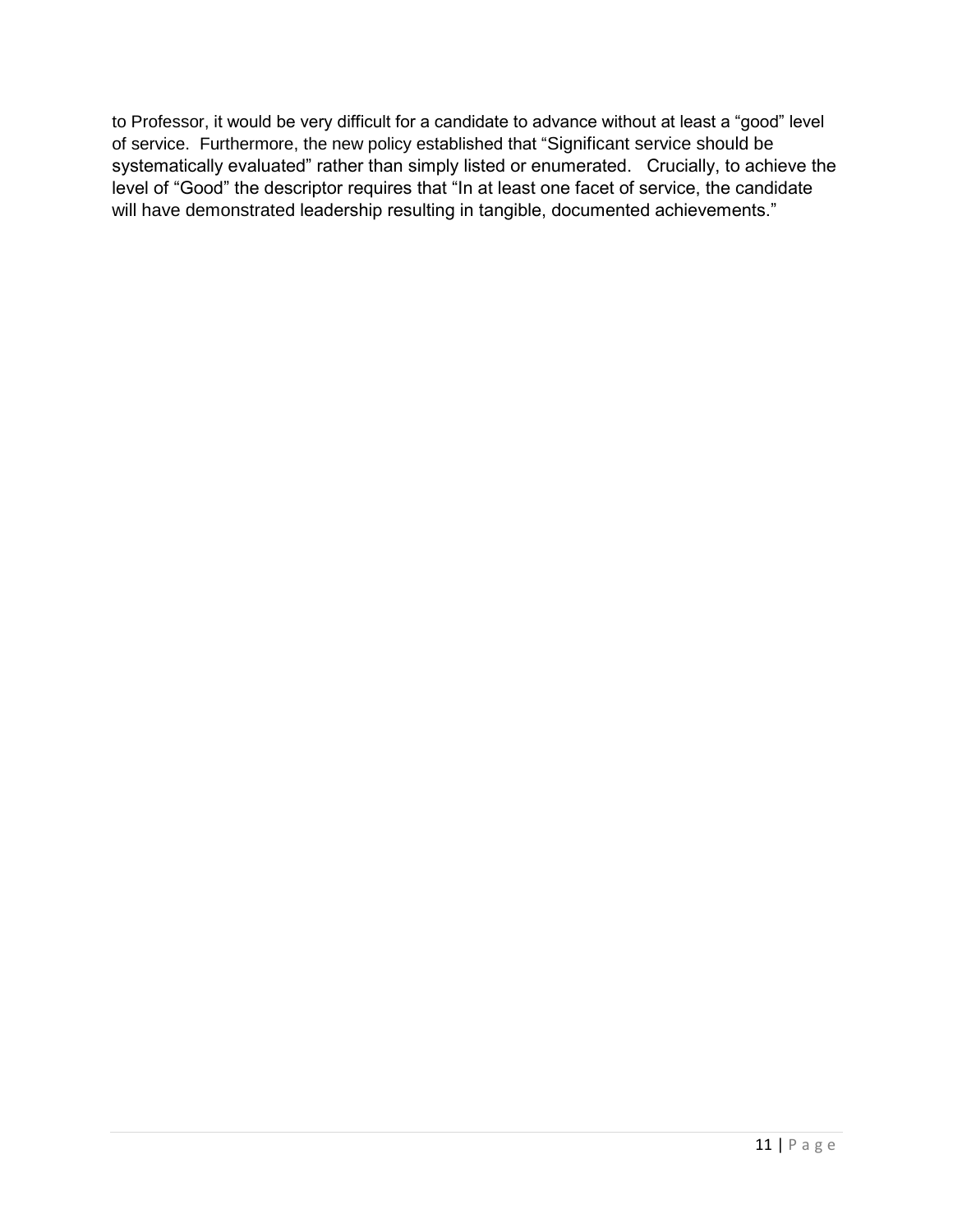to Professor, it would be very difficult for a candidate to advance without at least a "good" level of service. Furthermore, the new policy established that "Significant service should be systematically evaluated" rather than simply listed or enumerated. Crucially, to achieve the level of "Good" the descriptor requires that "In at least one facet of service, the candidate will have demonstrated leadership resulting in tangible, documented achievements."